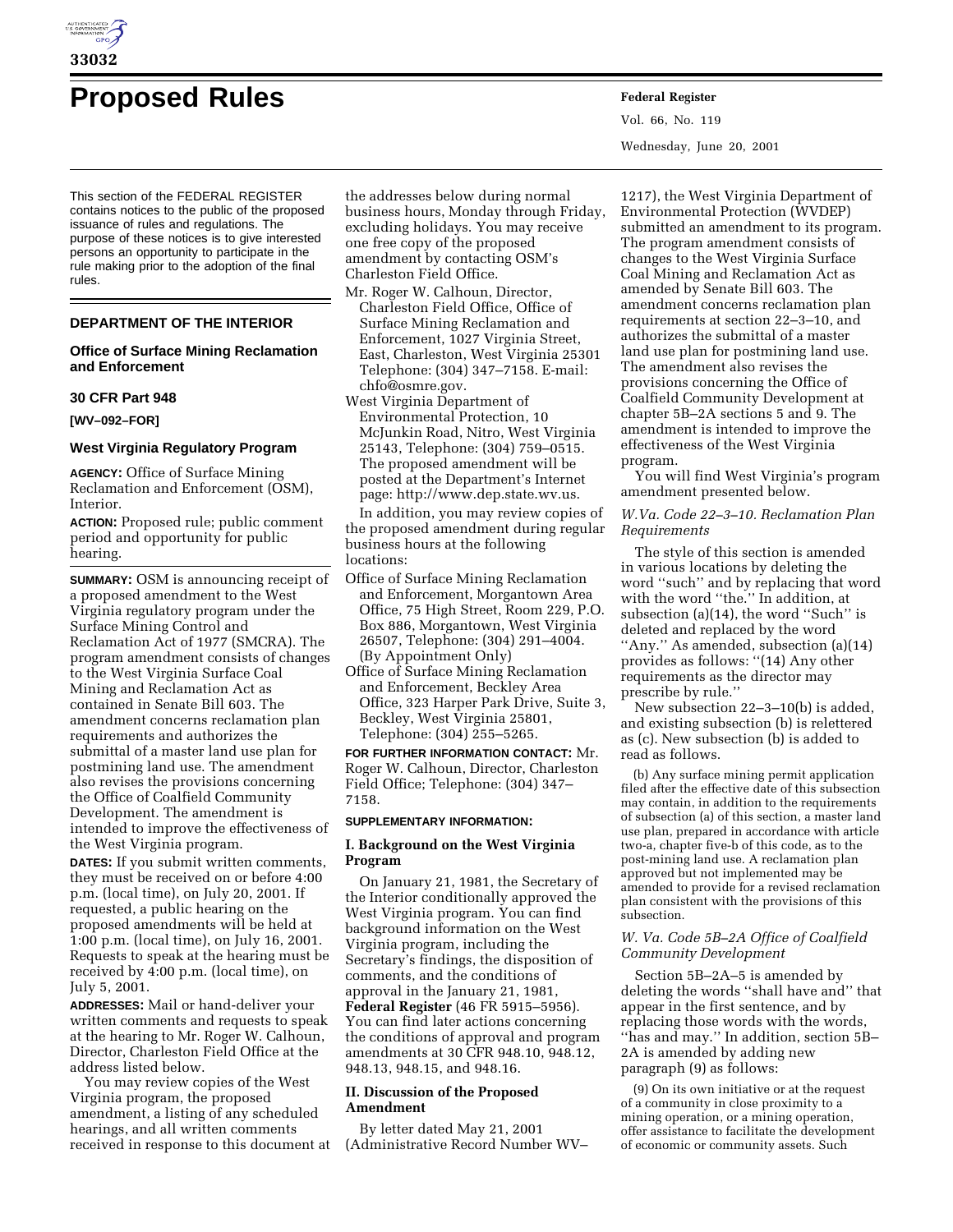# Proposed Rules

This section of the FEDERAL REGISTER contains notices to the public of the proposed issuance of rules and regulations. The purpose of these notices is to give interested persons an opportunity to participate in the rule making prior to the adoption of the final rules.

## DEPARTMENT OF THE INTERIOR

### Office of Surface Mining Reclamation and Enforcement

### 30 CFR Part 948

**[WV–092–FOR]**

### West Virginia Regulatory Program

**AGENCY:** Office of Surface Mining Reclamation and Enforcement (OSM), Interior.

**ACTION:** Proposed rule; public comment period and opportunity for public hearing.

**SUMMARY:** OSM is announcing receipt of a proposed amendment to the West Virginia regulatory program under the Surface Mining Control and Reclamation Act of 1977 (SMCRA). The program amendment consists of changes to the West Virginia Surface Coal Mining and Reclamation Act as contained in Senate Bill 603. The amendment concerns reclamation plan requirements and authorizes the submittal of a master land use plan for postmining land use. The amendment also revises the provisions concerning the Office of Coalfield Community Development. The amendment is intended to improve the effectiveness of the West Virginia program.

**DATES:** If you submit written comments, they must be received on or before 4:00 p.m. (local time), on July 20, 2001. If requested, a public hearing on the proposed amendments will be held at 1:00 p.m. (local time), on July 16, 2001. Requests to speak at the hearing must be received by 4:00 p.m. (local time), on July 5, 2001.

**ADDRESSES:** Mail or hand-deliver your written comments and requests to speak at the hearing to Mr. Roger W. Calhoun, Director, Charleston Field Office at the address listed below.

You may review copies of the West Virginia program, the proposed amendment, a listing of any scheduled hearings, and all written comments received in response to this document at the addresses below during normal business hours, Monday through Friday, excluding holidays. You may receive one free copy of the proposed amendment by contacting OSM's Charleston Field Office.

Mr. Roger W. Calhoun, Director, Charleston Field Office, Office of Surface Mining Reclamation and Enforcement, 1027 Virginia Street, East, Charleston, West Virginia 25301 Telephone: (304) 347–7158. E-mail: chfo@osmre.gov.

West Virginia Department of Environmental Protection, 10 McJunkin Road, Nitro, West Virginia 25143, Telephone: (304) 759–0515. The proposed amendment will be posted at the Department's Internet page: http://www.dep.state.wv.us.

In addition, you may review copies of the proposed amendment during regular business hours at the following locations:

Office of Surface Mining Reclamation and Enforcement, Morgantown Area Office, 75 High Street, Room 229, P.O. Box 886, Morgantown, West Virginia 26507, Telephone: (304) 291–4004. (By Appointment Only)

Office of Surface Mining Reclamation and Enforcement, Beckley Area Office, 323 Harper Park Drive, Suite 3, Beckley, West Virginia 25801, Telephone: (304) 255–5265.

**FOR FURTHER INFORMATION CONTACT:** Mr. Roger W. Calhoun, Director, Charleston Field Office; Telephone: (304) 347–7158.

**SUPPLEMENTARY INFORMATION:**

#### I. Background on the West Virginia Program

On January 21, 1981, the Secretary of the Interior conditionally approved the West Virginia program. You can find background information on the West Virginia program, including the Secretary's findings, the disposition of comments, and the conditions of approval in the January 21, 1981, **Federal Register** (46 FR 5915–5956). You can find later actions concerning the conditions of approval and program amendments at 30 CFR 948.10, 948.12, 948.13, 948.15, and 948.16.

#### II. Discussion of the Proposed Amendment

By letter dated May 21, 2001 (Administrative Record Number WV–1217), the West Virginia Department of Environmental Protection (WVDEP) submitted an amendment to its program. The program amendment consists of changes to the West Virginia Surface Coal Mining and Reclamation Act as amended by Senate Bill 603. The amendment concerns reclamation plan requirements at section 22–3–10, and authorizes the submittal of a master land use plan for postmining land use. The amendment also revises the provisions concerning the Office of Coalfield Community Development at chapter 5B–2A sections 5 and 9. The amendment is intended to improve the effectiveness of the West Virginia program.

You will find West Virginia's program amendment presented below.

*W.Va. Code 22–3–10. Reclamation Plan Requirements*

The style of this section is amended in various locations by deleting the word "such" and by replacing that word with the word "the." In addition, at subsection (a)(14), the word "Such" is deleted and replaced by the word "Any." As amended, subsection (a)(14) provides as follows: "(14) Any other requirements as the director may prescribe by rule."

New subsection 22–3–10(b) is added, and existing subsection (b) is relettered as (c). New subsection (b) is added to read as follows.

(b) Any surface mining permit application filed after the effective date of this subsection may contain, in addition to the requirements of subsection (a) of this section, a master land use plan, prepared in accordance with article two-a, chapter five-b of this code, as to the post-mining land use. A reclamation plan approved but not implemented may be amended to provide for a revised reclamation plan consistent with the provisions of this subsection.

*W. Va. Code 5B–2A Office of Coalfield Community Development*

Section 5B–2A–5 is amended by deleting the words "shall have and" that appear in the first sentence, and by replacing those words with the words, "has and may." In addition, section 5B–2A is amended by adding new paragraph (9) as follows:

(9) On its own initiative or at the request of a community in close proximity to a mining operation, or a mining operation, offer assistance to facilitate the development of economic or community assets. Such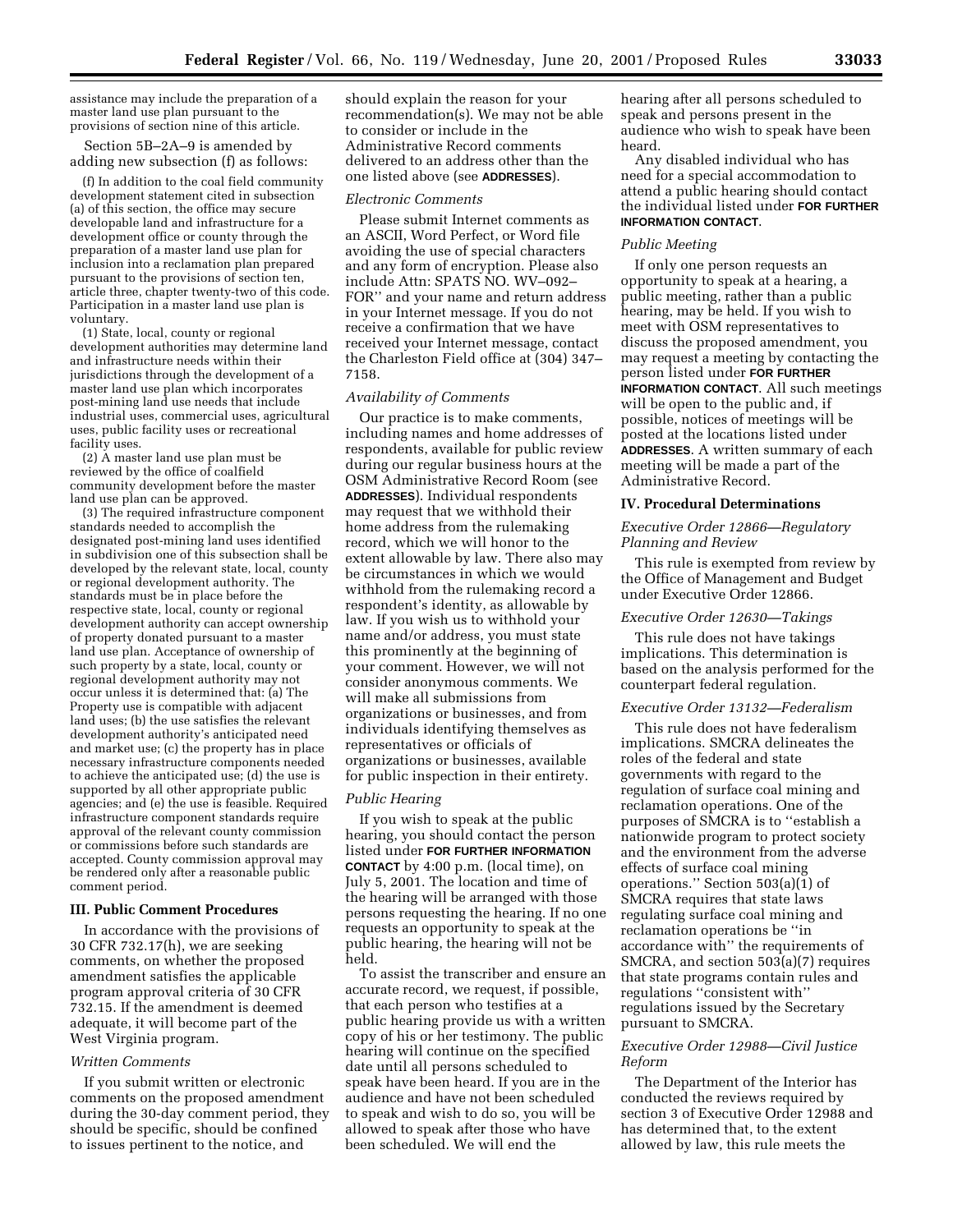assistance may include the preparation of a master land use plan pursuant to the provisions of section nine of this article.

Section 5B–2A–9 is amended by adding new subsection (f) as follows:

(f) In addition to the coal field community development statement cited in subsection (a) of this section, the office may secure developable land and infrastructure for a development office or county through the preparation of a master land use plan for inclusion into a reclamation plan prepared pursuant to the provisions of section ten, article three, chapter twenty-two of this code. Participation in a master land use plan is voluntary.

(1) State, local, county or regional development authorities may determine land and infrastructure needs within their jurisdictions through the development of a master land use plan which incorporates post-mining land use needs that include industrial uses, commercial uses, agricultural uses, public facility uses or recreational facility uses.

(2) A master land use plan must be reviewed by the office of coalfield community development before the master land use plan can be approved.

(3) The required infrastructure component standards needed to accomplish the designated post-mining land uses identified in subdivision one of this subsection shall be developed by the relevant state, local, county or regional development authority. The standards must be in place before the respective state, local, county or regional development authority can accept ownership of property donated pursuant to a master land use plan. Acceptance of ownership of such property by a state, local, county or regional development authority may not occur unless it is determined that: (a) The Property use is compatible with adjacent land uses; (b) the use satisfies the relevant development authority's anticipated need and market use; (c) the property has in place necessary infrastructure components needed to achieve the anticipated use; (d) the use is supported by all other appropriate public agencies; and (e) the use is feasible. Required infrastructure component standards require approval of the relevant county commission or commissions before such standards are accepted. County commission approval may be rendered only after a reasonable public comment period.

## III. Public Comment Procedures

In accordance with the provisions of 30 CFR 732.17(h), we are seeking comments, on whether the proposed amendment satisfies the applicable program approval criteria of 30 CFR 732.15. If the amendment is deemed adequate, it will become part of the West Virginia program.

### *Written Comments*

If you submit written or electronic comments on the proposed amendment during the 30-day comment period, they should be specific, should be confined to issues pertinent to the notice, and should explain the reason for your recommendation(s). We may not be able to consider or include in the Administrative Record comments delivered to an address other than the one listed above (see **ADDRESSES**).

### *Electronic Comments*

Please submit Internet comments as an ASCII, Word Perfect, or Word file avoiding the use of special characters and any form of encryption. Please also include Attn: SPATS NO. WV–092–FOR'' and your name and return address in your Internet message. If you do not receive a confirmation that we have received your Internet message, contact the Charleston Field office at (304) 347–7158.

### *Availability of Comments*

Our practice is to make comments, including names and home addresses of respondents, available for public review during our regular business hours at the OSM Administrative Record Room (see **ADDRESSES**). Individual respondents may request that we withhold their home address from the rulemaking record, which we will honor to the extent allowable by law. There also may be circumstances in which we would withhold from the rulemaking record a respondent's identity, as allowable by law. If you wish us to withhold your name and/or address, you must state this prominently at the beginning of your comment. However, we will not consider anonymous comments. We will make all submissions from organizations or businesses, and from individuals identifying themselves as representatives or officials of organizations or businesses, available for public inspection in their entirety.

### *Public Hearing*

If you wish to speak at the public hearing, you should contact the person listed under **FOR FURTHER INFORMATION CONTACT** by 4:00 p.m. (local time), on July 5, 2001. The location and time of the hearing will be arranged with those persons requesting the hearing. If no one requests an opportunity to speak at the public hearing, the hearing will not be held.

To assist the transcriber and ensure an accurate record, we request, if possible, that each person who testifies at a public hearing provide us with a written copy of his or her testimony. The public hearing will continue on the specified date until all persons scheduled to speak have been heard. If you are in the audience and have not been scheduled to speak and wish to do so, you will be allowed to speak after those who have been scheduled. We will end the hearing after all persons scheduled to speak and persons present in the audience who wish to speak have been heard.

Any disabled individual who has need for a special accommodation to attend a public hearing should contact the individual listed under **FOR FURTHER INFORMATION CONTACT**.

### *Public Meeting*

If only one person requests an opportunity to speak at a hearing, a public meeting, rather than a public hearing, may be held. If you wish to meet with OSM representatives to discuss the proposed amendment, you may request a meeting by contacting the person listed under **FOR FURTHER INFORMATION CONTACT**. All such meetings will be open to the public and, if possible, notices of meetings will be posted at the locations listed under **ADDRESSES**. A written summary of each meeting will be made a part of the Administrative Record.

## IV. Procedural Determinations

### *Executive Order 12866—Regulatory Planning and Review*

This rule is exempted from review by the Office of Management and Budget under Executive Order 12866.

### *Executive Order 12630—Takings*

This rule does not have takings implications. This determination is based on the analysis performed for the counterpart federal regulation.

### *Executive Order 13132—Federalism*

This rule does not have federalism implications. SMCRA delineates the roles of the federal and state governments with regard to the regulation of surface coal mining and reclamation operations. One of the purposes of SMCRA is to ''establish a nationwide program to protect society and the environment from the adverse effects of surface coal mining operations.'' Section 503(a)(1) of SMCRA requires that state laws regulating surface coal mining and reclamation operations be ''in accordance with'' the requirements of SMCRA, and section 503(a)(7) requires that state programs contain rules and regulations ''consistent with'' regulations issued by the Secretary pursuant to SMCRA.

### *Executive Order 12988—Civil Justice Reform*

The Department of the Interior has conducted the reviews required by section 3 of Executive Order 12988 and has determined that, to the extent allowed by law, this rule meets the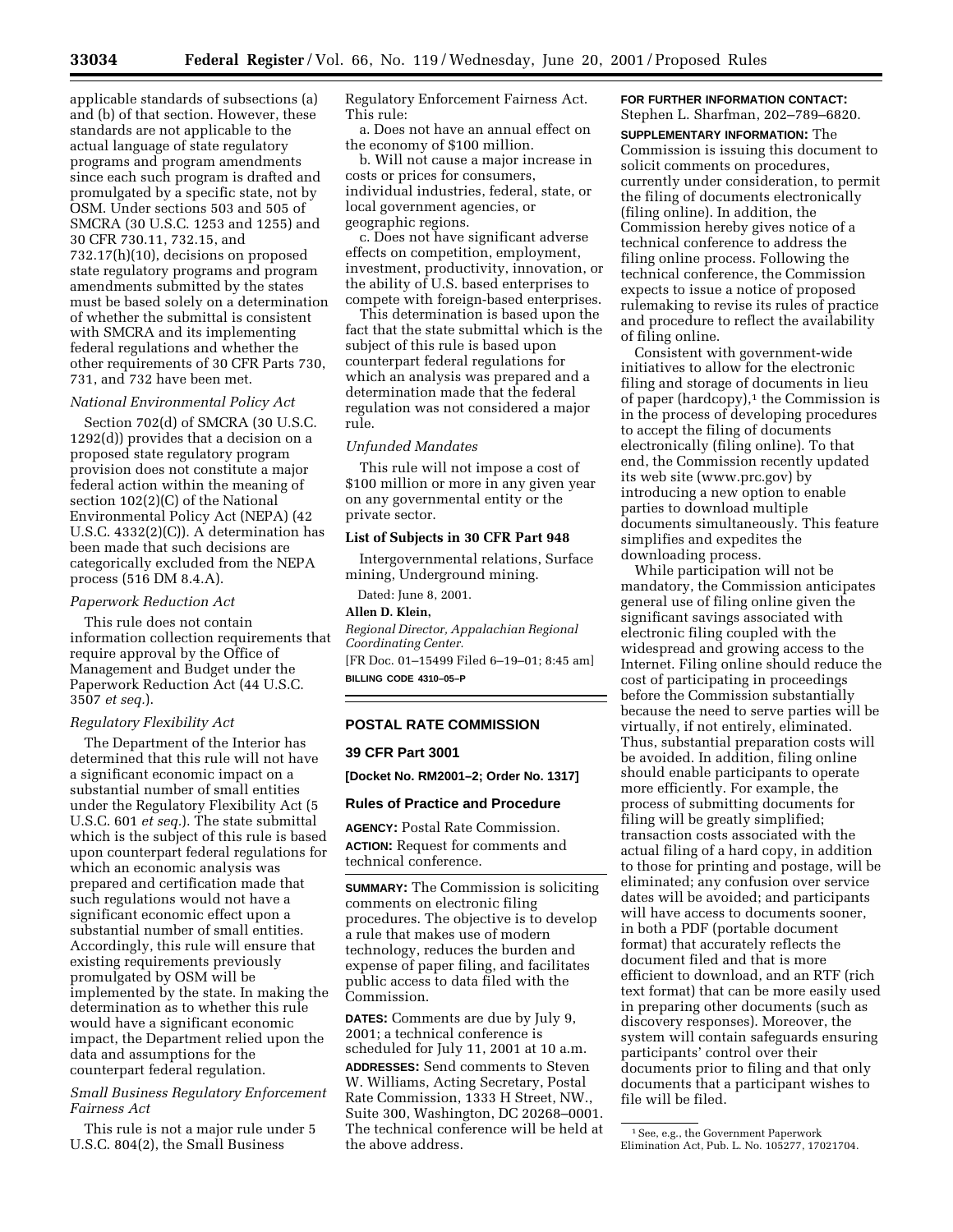applicable standards of subsections (a) and (b) of that section. However, these standards are not applicable to the actual language of state regulatory programs and program amendments since each such program is drafted and promulgated by a specific state, not by OSM. Under sections 503 and 505 of SMCRA (30 U.S.C. 1253 and 1255) and 30 CFR 730.11, 732.15, and 732.17(h)(10), decisions on proposed state regulatory programs and program amendments submitted by the states must be based solely on a determination of whether the submittal is consistent with SMCRA and its implementing federal regulations and whether the other requirements of 30 CFR Parts 730, 731, and 732 have been met.

*National Environmental Policy Act*

Section 702(d) of SMCRA (30 U.S.C. 1292(d)) provides that a decision on a proposed state regulatory program provision does not constitute a major federal action within the meaning of section 102(2)(C) of the National Environmental Policy Act (NEPA) (42 U.S.C. 4332(2)(C)). A determination has been made that such decisions are categorically excluded from the NEPA process (516 DM 8.4.A).

*Paperwork Reduction Act*

This rule does not contain information collection requirements that require approval by the Office of Management and Budget under the Paperwork Reduction Act (44 U.S.C. 3507 *et seq.*).

*Regulatory Flexibility Act*

The Department of the Interior has determined that this rule will not have a significant economic impact on a substantial number of small entities under the Regulatory Flexibility Act (5 U.S.C. 601 *et seq.*). The state submittal which is the subject of this rule is based upon counterpart federal regulations for which an economic analysis was prepared and certification made that such regulations would not have a significant economic effect upon a substantial number of small entities. Accordingly, this rule will ensure that existing requirements previously promulgated by OSM will be implemented by the state. In making the determination as to whether this rule would have a significant economic impact, the Department relied upon the data and assumptions for the counterpart federal regulation.

*Small Business Regulatory Enforcement Fairness Act*

This rule is not a major rule under 5 U.S.C. 804(2), the Small Business Regulatory Enforcement Fairness Act. This rule:

a. Does not have an annual effect on the economy of $100 million.

b. Will not cause a major increase in costs or prices for consumers, individual industries, federal, state, or local government agencies, or geographic regions.

c. Does not have significant adverse effects on competition, employment, investment, productivity, innovation, or the ability of U.S. based enterprises to compete with foreign-based enterprises.

This determination is based upon the fact that the state submittal which is the subject of this rule is based upon counterpart federal regulations for which an analysis was prepared and a determination made that the federal regulation was not considered a major rule.

*Unfunded Mandates*

This rule will not impose a cost of $100 million or more in any given year on any governmental entity or the private sector.

**List of Subjects in 30 CFR Part 948**

Intergovernmental relations, Surface mining, Underground mining.

Dated: June 8, 2001.

**Allen D. Klein,**

*Regional Director, Appalachian Regional Coordinating Center.*

[FR Doc. 01–15499 Filed 6–19–01; 8:45 am]

**BILLING CODE 4310–05–P**

---

## POSTAL RATE COMMISSION

### 39 CFR Part 3001

**[Docket No. RM2001–2; Order No. 1317]**

### Rules of Practice and Procedure

**AGENCY:** Postal Rate Commission.

**ACTION:** Request for comments and technical conference.

**SUMMARY:** The Commission is soliciting comments on electronic filing procedures. The objective is to develop a rule that makes use of modern technology, reduces the burden and expense of paper filing, and facilitates public access to data filed with the Commission.

**DATES:** Comments are due by July 9, 2001; a technical conference is scheduled for July 11, 2001 at 10 a.m.

**ADDRESSES:** Send comments to Steven W. Williams, Acting Secretary, Postal Rate Commission, 1333 H Street, NW., Suite 300, Washington, DC 20268–0001. The technical conference will be held at the above address.

**FOR FURTHER INFORMATION CONTACT:** Stephen L. Sharfman, 202–789–6820.

**SUPPLEMENTARY INFORMATION:** The Commission is issuing this document to solicit comments on procedures, currently under consideration, to permit the filing of documents electronically (filing online). In addition, the Commission hereby gives notice of a technical conference to address the filing online process. Following the technical conference, the Commission expects to issue a notice of proposed rulemaking to revise its rules of practice and procedure to reflect the availability of filing online.

Consistent with government-wide initiatives to allow for the electronic filing and storage of documents in lieu of paper (hardcopy),[1] the Commission is in the process of developing procedures to accept the filing of documents electronically (filing online). To that end, the Commission recently updated its web site (www.prc.gov) by introducing a new option to enable parties to download multiple documents simultaneously. This feature simplifies and expedites the downloading process.

While participation will not be mandatory, the Commission anticipates general use of filing online given the significant savings associated with electronic filing coupled with the widespread and growing access to the Internet. Filing online should reduce the cost of participating in proceedings before the Commission substantially because the need to serve parties will be virtually, if not entirely, eliminated. Thus, substantial preparation costs will be avoided. In addition, filing online should enable participants to operate more efficiently. For example, the process of submitting documents for filing will be greatly simplified; transaction costs associated with the actual filing of a hard copy, in addition to those for printing and postage, will be eliminated; any confusion over service dates will be avoided; and participants will have access to documents sooner, in both a PDF (portable document format) that accurately reflects the document filed and that is more efficient to download, and an RTF (rich text format) that can be more easily used in preparing other documents (such as discovery responses). Moreover, the system will contain safeguards ensuring participants' control over their documents prior to filing and that only documents that a participant wishes to file will be filed.

[1] See, e.g., the Government Paperwork Elimination Act, Pub. L. No. 105277, 17021704.